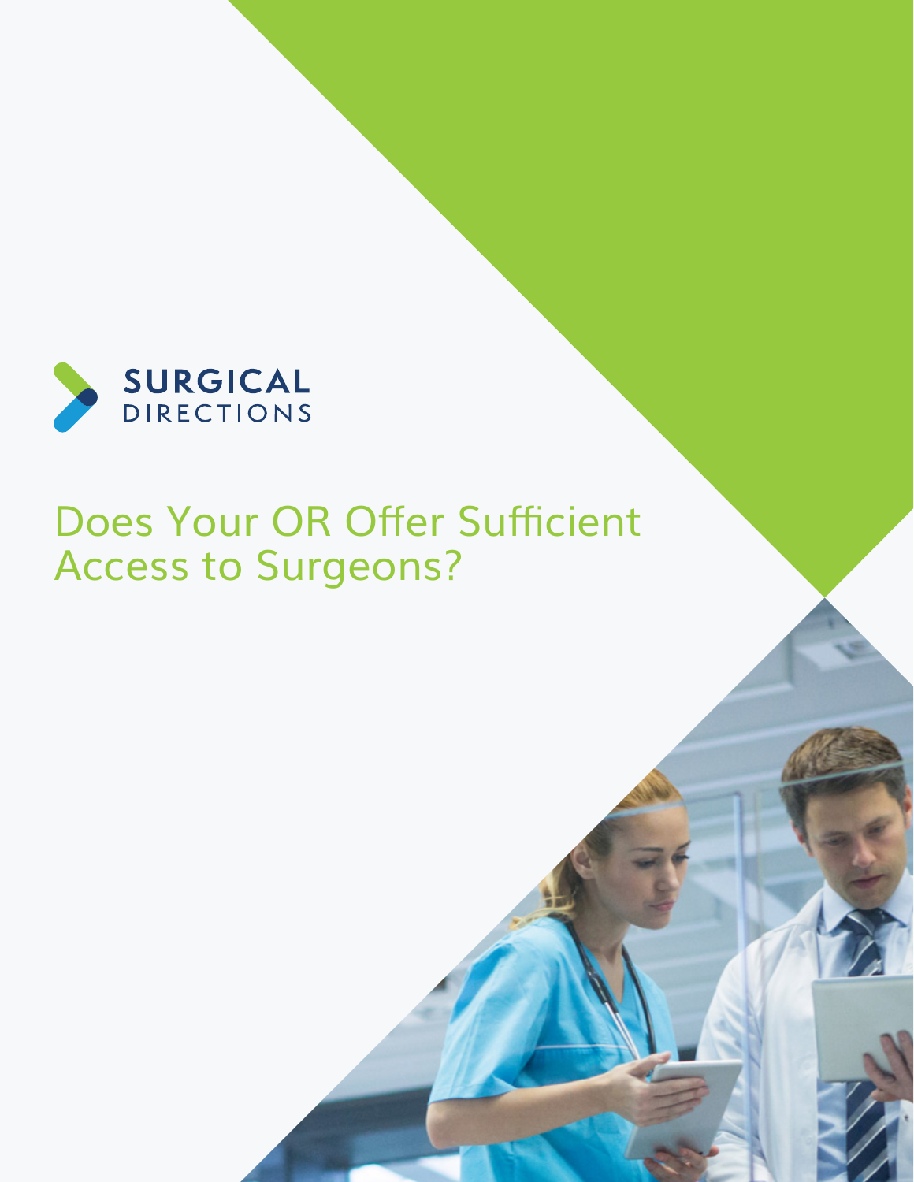SURGICAL DIRECTIONS

# Does Your OR Offer Sufficient Access to Surgeons?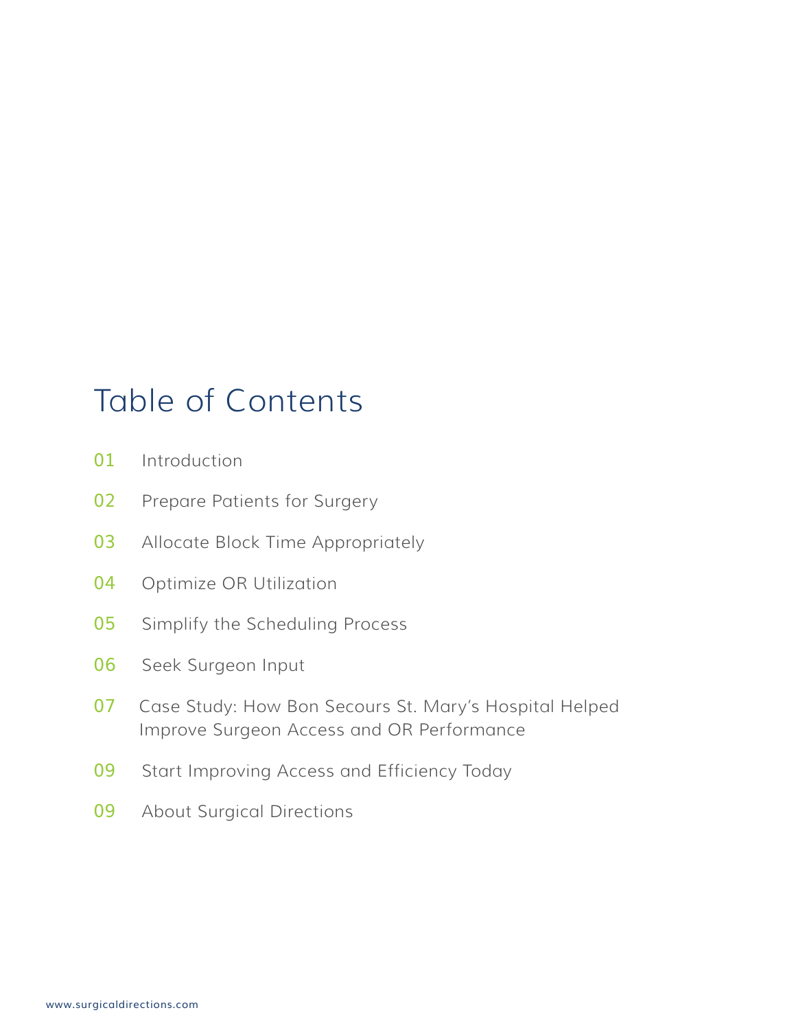# Table of Contents

01 Introduction

02 Prepare Patients for Surgery

03 Allocate Block Time Appropriately

04 Optimize OR Utilization

05 Simplify the Scheduling Process

06 Seek Surgeon Input

07 Case Study: How Bon Secours St. Mary's Hospital Helped Improve Surgeon Access and OR Performance

09 Start Improving Access and Efficiency Today

09 About Surgical Directions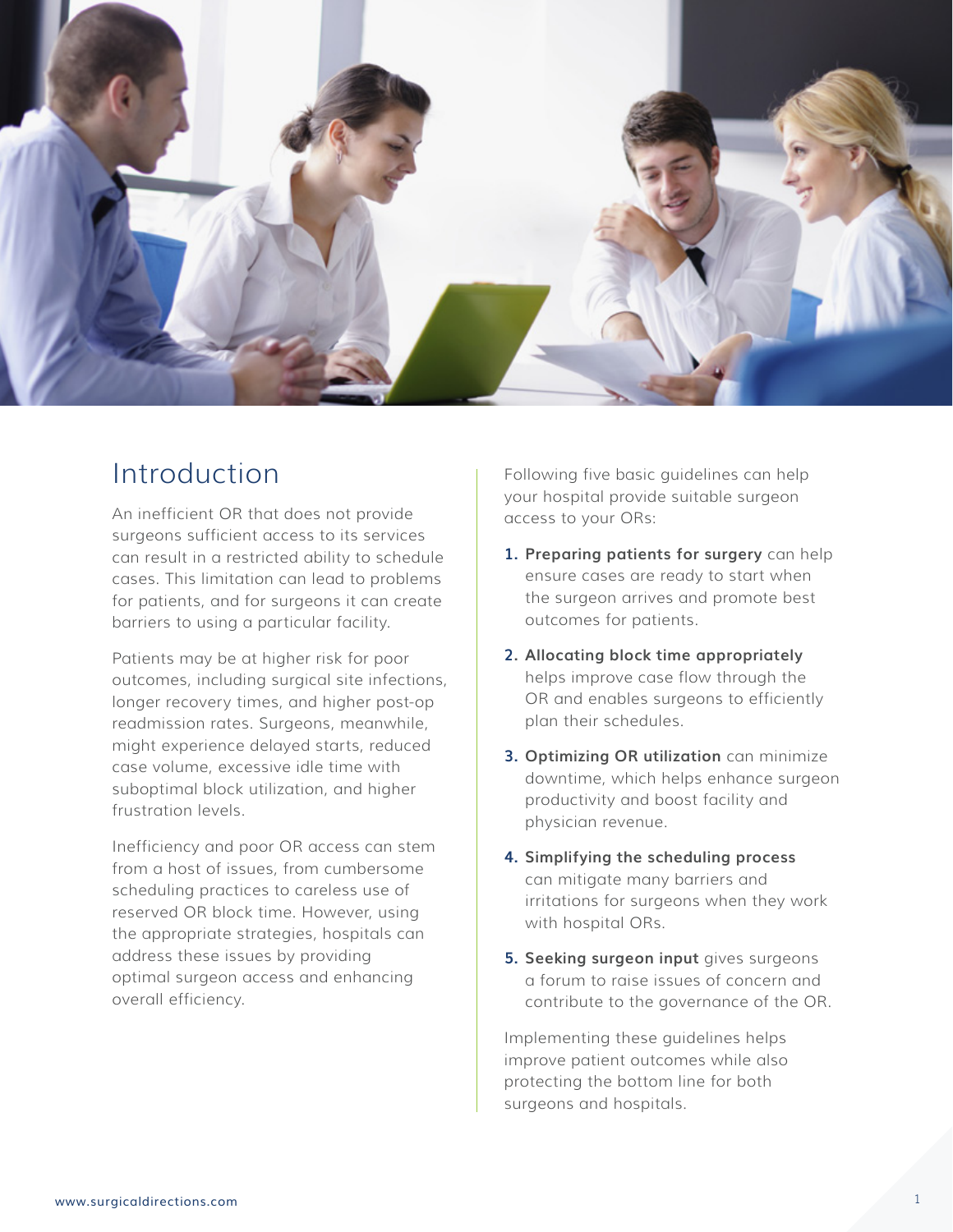## Introduction

An inefficient OR that does not provide surgeons sufficient access to its services can result in a restricted ability to schedule cases. This limitation can lead to problems for patients, and for surgeons it can create barriers to using a particular facility.

Patients may be at higher risk for poor outcomes, including surgical site infections, longer recovery times, and higher post-op readmission rates. Surgeons, meanwhile, might experience delayed starts, reduced case volume, excessive idle time with suboptimal block utilization, and higher frustration levels.

Inefficiency and poor OR access can stem from a host of issues, from cumbersome scheduling practices to careless use of reserved OR block time. However, using the appropriate strategies, hospitals can address these issues by providing optimal surgeon access and enhancing overall efficiency.

Following five basic guidelines can help your hospital provide suitable surgeon access to your ORs:

1. **Preparing patients for surgery** can help ensure cases are ready to start when the surgeon arrives and promote best outcomes for patients.
2. **Allocating block time appropriately** helps improve case flow through the OR and enables surgeons to efficiently plan their schedules.
3. **Optimizing OR utilization** can minimize downtime, which helps enhance surgeon productivity and boost facility and physician revenue.
4. **Simplifying the scheduling process** can mitigate many barriers and irritations for surgeons when they work with hospital ORs.
5. **Seeking surgeon input** gives surgeons a forum to raise issues of concern and contribute to the governance of the OR.

Implementing these guidelines helps improve patient outcomes while also protecting the bottom line for both surgeons and hospitals.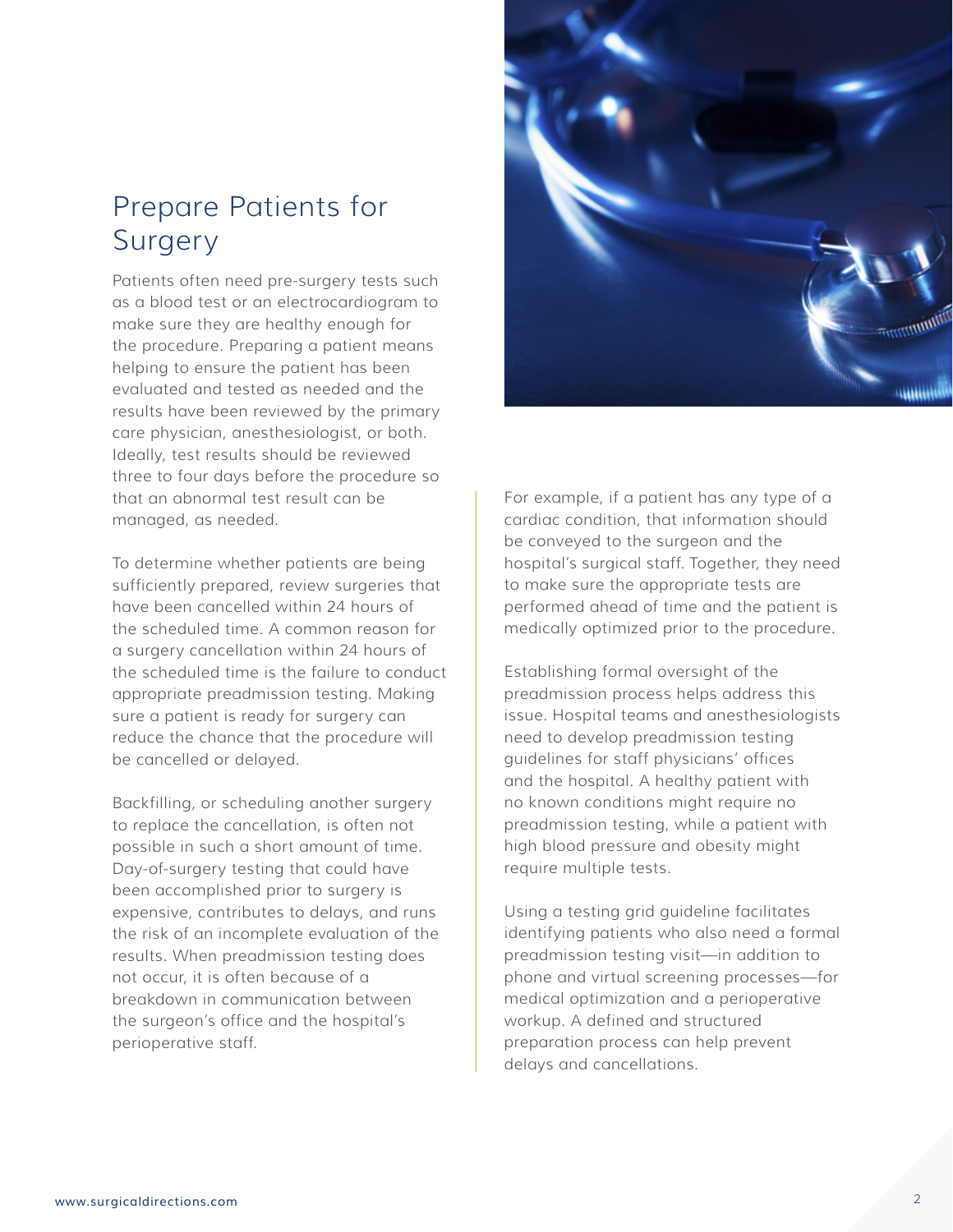## Prepare Patients for Surgery

Patients often need pre-surgery tests such as a blood test or an electrocardiogram to make sure they are healthy enough for the procedure. Preparing a patient means helping to ensure the patient has been evaluated and tested as needed and the results have been reviewed by the primary care physician, anesthesiologist, or both. Ideally, test results should be reviewed three to four days before the procedure so that an abnormal test result can be managed, as needed.

To determine whether patients are being sufficiently prepared, review surgeries that have been cancelled within 24 hours of the scheduled time. A common reason for a surgery cancellation within 24 hours of the scheduled time is the failure to conduct appropriate preadmission testing. Making sure a patient is ready for surgery can reduce the chance that the procedure will be cancelled or delayed.

Backfilling, or scheduling another surgery to replace the cancellation, is often not possible in such a short amount of time. Day-of-surgery testing that could have been accomplished prior to surgery is expensive, contributes to delays, and runs the risk of an incomplete evaluation of the results. When preadmission testing does not occur, it is often because of a breakdown in communication between the surgeon's office and the hospital's perioperative staff.

For example, if a patient has any type of a cardiac condition, that information should be conveyed to the surgeon and the hospital's surgical staff. Together, they need to make sure the appropriate tests are performed ahead of time and the patient is medically optimized prior to the procedure.

Establishing formal oversight of the preadmission process helps address this issue. Hospital teams and anesthesiologists need to develop preadmission testing guidelines for staff physicians' offices and the hospital. A healthy patient with no known conditions might require no preadmission testing, while a patient with high blood pressure and obesity might require multiple tests.

Using a testing grid guideline facilitates identifying patients who also need a formal preadmission testing visit—in addition to phone and virtual screening processes—for medical optimization and a perioperative workup. A defined and structured preparation process can help prevent delays and cancellations.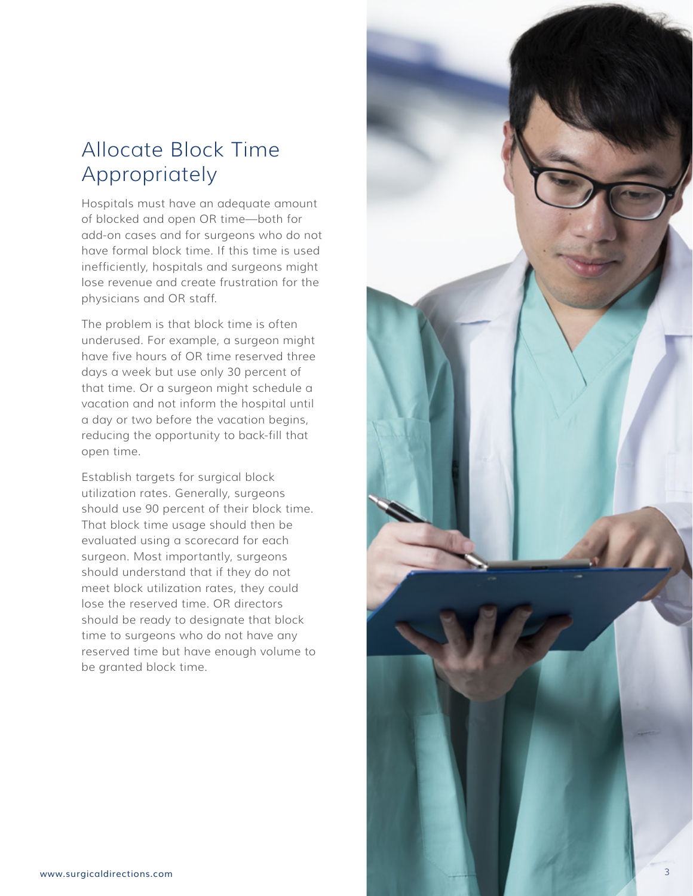## Allocate Block Time Appropriately

Hospitals must have an adequate amount of blocked and open OR time—both for add-on cases and for surgeons who do not have formal block time. If this time is used inefficiently, hospitals and surgeons might lose revenue and create frustration for the physicians and OR staff.

The problem is that block time is often underused. For example, a surgeon might have five hours of OR time reserved three days a week but use only 30 percent of that time. Or a surgeon might schedule a vacation and not inform the hospital until a day or two before the vacation begins, reducing the opportunity to back-fill that open time.

Establish targets for surgical block utilization rates. Generally, surgeons should use 90 percent of their block time. That block time usage should then be evaluated using a scorecard for each surgeon. Most importantly, surgeons should understand that if they do not meet block utilization rates, they could lose the reserved time. OR directors should be ready to designate that block time to surgeons who do not have any reserved time but have enough volume to be granted block time.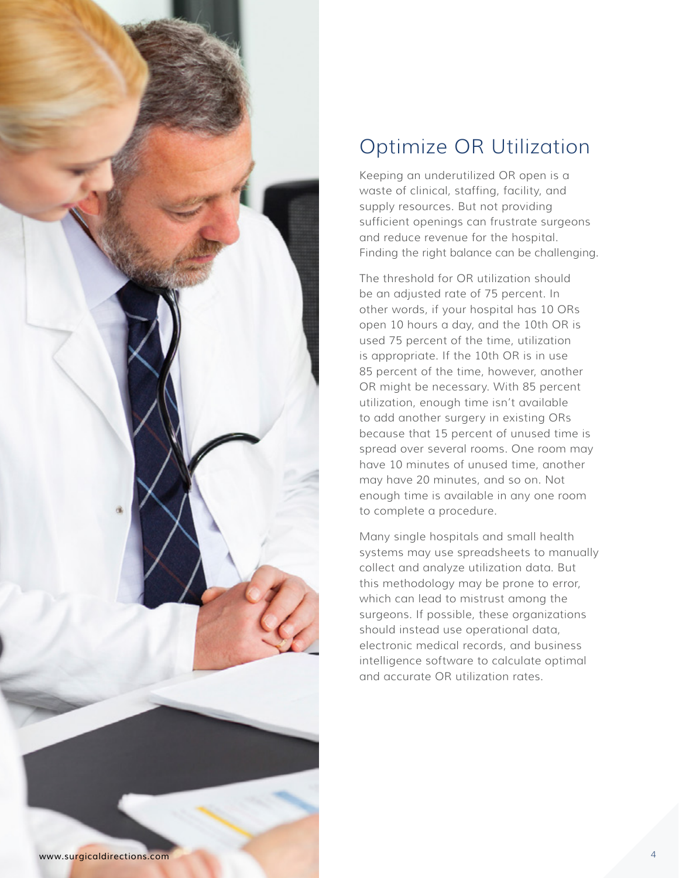## Optimize OR Utilization

Keeping an underutilized OR open is a waste of clinical, staffing, facility, and supply resources. But not providing sufficient openings can frustrate surgeons and reduce revenue for the hospital. Finding the right balance can be challenging.

The threshold for OR utilization should be an adjusted rate of 75 percent. In other words, if your hospital has 10 ORs open 10 hours a day, and the 10th OR is used 75 percent of the time, utilization is appropriate. If the 10th OR is in use 85 percent of the time, however, another OR might be necessary. With 85 percent utilization, enough time isn't available to add another surgery in existing ORs because that 15 percent of unused time is spread over several rooms. One room may have 10 minutes of unused time, another may have 20 minutes, and so on. Not enough time is available in any one room to complete a procedure.

Many single hospitals and small health systems may use spreadsheets to manually collect and analyze utilization data. But this methodology may be prone to error, which can lead to mistrust among the surgeons. If possible, these organizations should instead use operational data, electronic medical records, and business intelligence software to calculate optimal and accurate OR utilization rates.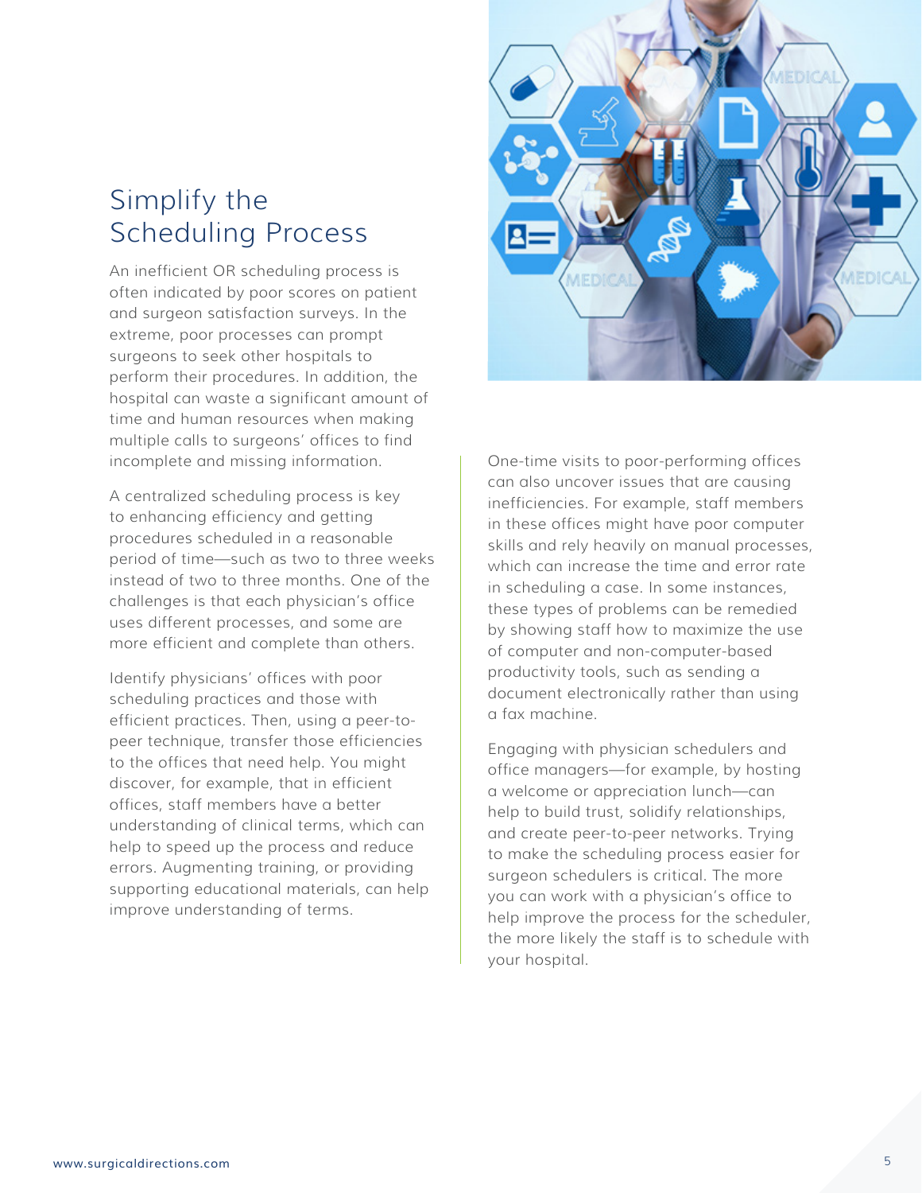## Simplify the Scheduling Process

An inefficient OR scheduling process is often indicated by poor scores on patient and surgeon satisfaction surveys. In the extreme, poor processes can prompt surgeons to seek other hospitals to perform their procedures. In addition, the hospital can waste a significant amount of time and human resources when making multiple calls to surgeons' offices to find incomplete and missing information.

A centralized scheduling process is key to enhancing efficiency and getting procedures scheduled in a reasonable period of time—such as two to three weeks instead of two to three months. One of the challenges is that each physician's office uses different processes, and some are more efficient and complete than others.

Identify physicians' offices with poor scheduling practices and those with efficient practices. Then, using a peer-to-peer technique, transfer those efficiencies to the offices that need help. You might discover, for example, that in efficient offices, staff members have a better understanding of clinical terms, which can help to speed up the process and reduce errors. Augmenting training, or providing supporting educational materials, can help improve understanding of terms.

One-time visits to poor-performing offices can also uncover issues that are causing inefficiencies. For example, staff members in these offices might have poor computer skills and rely heavily on manual processes, which can increase the time and error rate in scheduling a case. In some instances, these types of problems can be remedied by showing staff how to maximize the use of computer and non-computer-based productivity tools, such as sending a document electronically rather than using a fax machine.

Engaging with physician schedulers and office managers—for example, by hosting a welcome or appreciation lunch—can help to build trust, solidify relationships, and create peer-to-peer networks. Trying to make the scheduling process easier for surgeon schedulers is critical. The more you can work with a physician's office to help improve the process for the scheduler, the more likely the staff is to schedule with your hospital.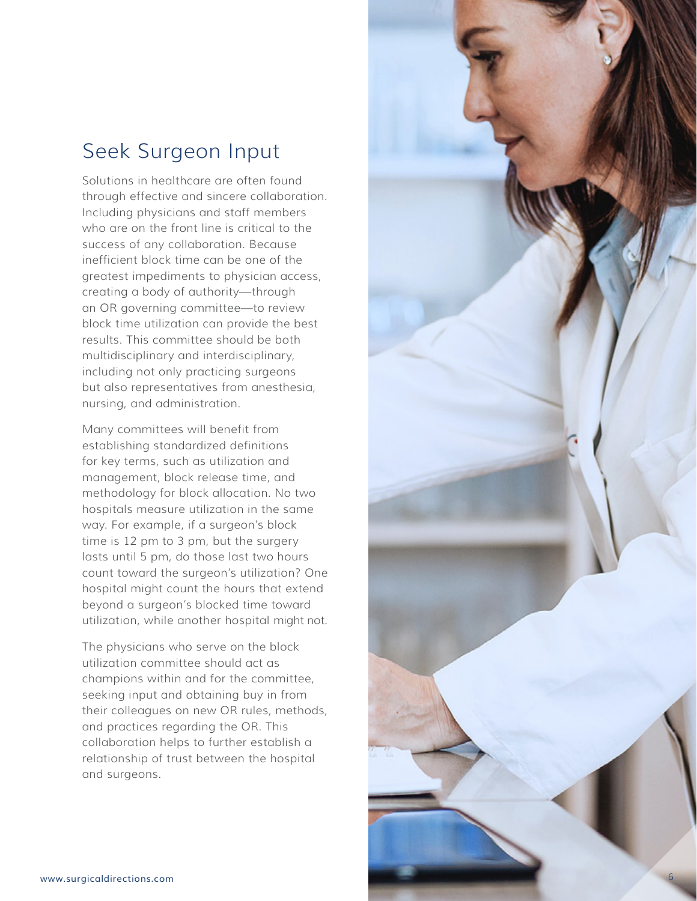## Seek Surgeon Input

Solutions in healthcare are often found through effective and sincere collaboration. Including physicians and staff members who are on the front line is critical to the success of any collaboration. Because inefficient block time can be one of the greatest impediments to physician access, creating a body of authority—through an OR governing committee—to review block time utilization can provide the best results. This committee should be both multidisciplinary and interdisciplinary, including not only practicing surgeons but also representatives from anesthesia, nursing, and administration.

Many committees will benefit from establishing standardized definitions for key terms, such as utilization and management, block release time, and methodology for block allocation. No two hospitals measure utilization in the same way. For example, if a surgeon's block time is 12 pm to 3 pm, but the surgery lasts until 5 pm, do those last two hours count toward the surgeon's utilization? One hospital might count the hours that extend beyond a surgeon's blocked time toward utilization, while another hospital might not.

The physicians who serve on the block utilization committee should act as champions within and for the committee, seeking input and obtaining buy in from their colleagues on new OR rules, methods, and practices regarding the OR. This collaboration helps to further establish a relationship of trust between the hospital and surgeons.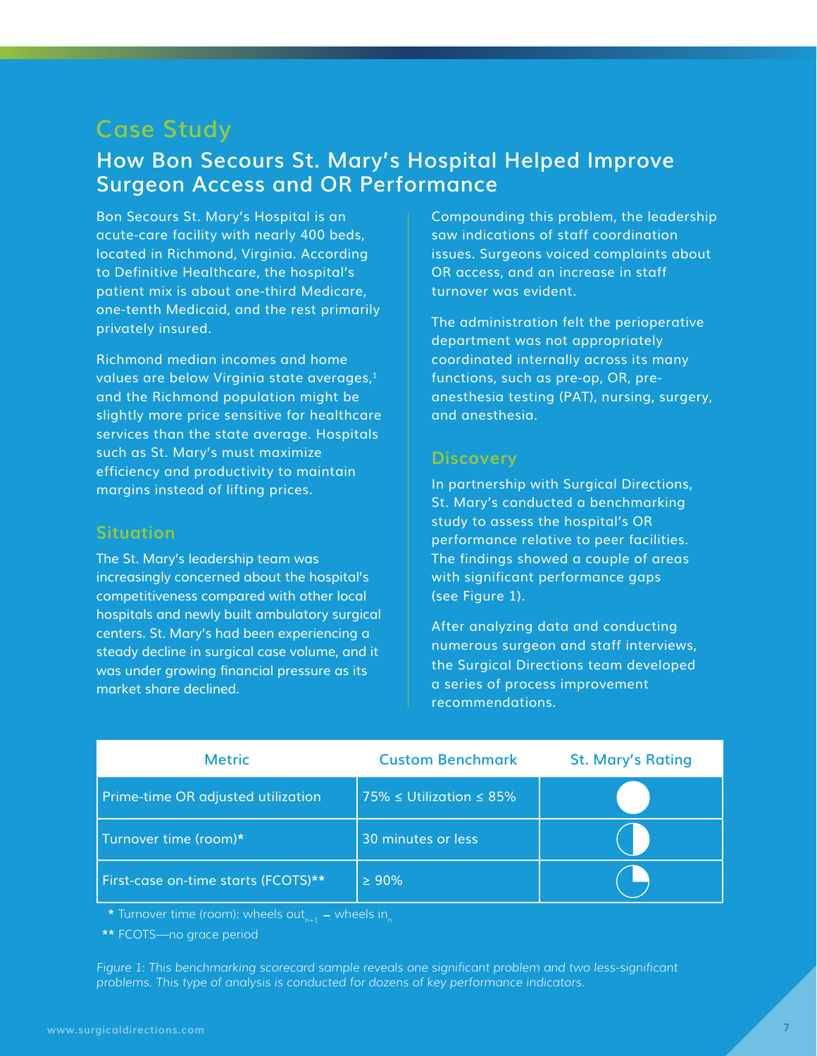# Case Study

## How Bon Secours St. Mary's Hospital Helped Improve Surgeon Access and OR Performance

Bon Secours St. Mary's Hospital is an acute-care facility with nearly 400 beds, located in Richmond, Virginia. According to Definitive Healthcare, the hospital's patient mix is about one-third Medicare, one-tenth Medicaid, and the rest primarily privately insured.

Richmond median incomes and home values are below Virginia state averages,[1] and the Richmond population might be slightly more price sensitive for healthcare services than the state average. Hospitals such as St. Mary's must maximize efficiency and productivity to maintain margins instead of lifting prices.

### Situation

The St. Mary's leadership team was increasingly concerned about the hospital's competitiveness compared with other local hospitals and newly built ambulatory surgical centers. St. Mary's had been experiencing a steady decline in surgical case volume, and it was under growing financial pressure as its market share declined.

Compounding this problem, the leadership saw indications of staff coordination issues. Surgeons voiced complaints about OR access, and an increase in staff turnover was evident.

The administration felt the perioperative department was not appropriately coordinated internally across its many functions, such as pre-op, OR, pre-anesthesia testing (PAT), nursing, surgery, and anesthesia.

### Discovery

In partnership with Surgical Directions, St. Mary's conducted a benchmarking study to assess the hospital's OR performance relative to peer facilities. The findings showed a couple of areas with significant performance gaps (see Figure 1).

After analyzing data and conducting numerous surgeon and staff interviews, the Surgical Directions team developed a series of process improvement recommendations.

| Metric | Custom Benchmark | St. Mary's Rating |
|---|---|---|
| Prime-time OR adjusted utilization | 75% ≤ Utilization ≤ 85% | ● |
| Turnover time (room)* | 30 minutes or less | ◑ |
| First-case on-time starts (FCOTS)** | ≥ 90% | ◔ |

\* Turnover time (room): wheels out$_{n+1}$ – wheels in$_{n}$

** FCOTS—no grace period

*Figure 1: This benchmarking scorecard sample reveals one significant problem and two less-significant problems. This type of analysis is conducted for dozens of key performance indicators.*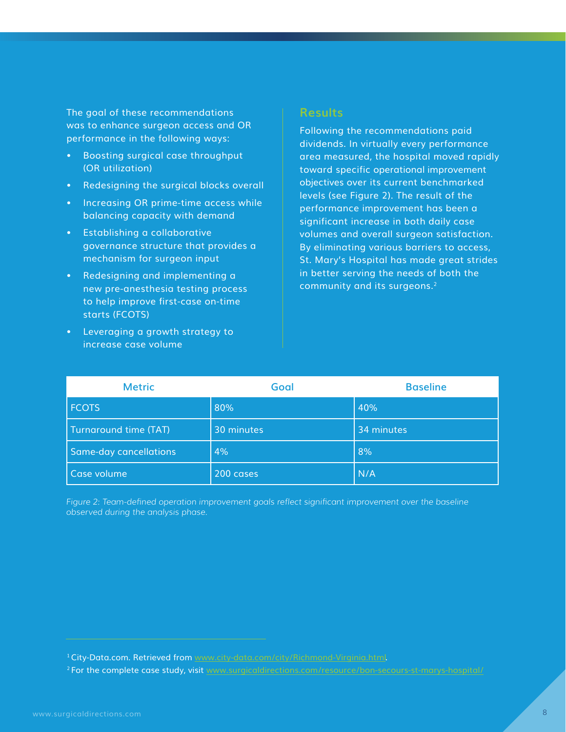The goal of these recommendations was to enhance surgeon access and OR performance in the following ways:

- Boosting surgical case throughput (OR utilization)
- Redesigning the surgical blocks overall
- Increasing OR prime-time access while balancing capacity with demand
- Establishing a collaborative governance structure that provides a mechanism for surgeon input
- Redesigning and implementing a new pre-anesthesia testing process to help improve first-case on-time starts (FCOTS)
- Leveraging a growth strategy to increase case volume

## Results

Following the recommendations paid dividends. In virtually every performance area measured, the hospital moved rapidly toward specific operational improvement objectives over its current benchmarked levels (see Figure 2). The result of the performance improvement has been a significant increase in both daily case volumes and overall surgeon satisfaction. By eliminating various barriers to access, St. Mary's Hospital has made great strides in better serving the needs of both the community and its surgeons.[2]

| Metric | Goal | Baseline |
|---|---|---|
| FCOTS | 80% | 40% |
| Turnaround time (TAT) | 30 minutes | 34 minutes |
| Same-day cancellations | 4% | 8% |
| Case volume | 200 cases | N/A |

*Figure 2: Team-defined operation improvement goals reflect significant improvement over the baseline observed during the analysis phase.*

[1] City-Data.com. Retrieved from www.city-data.com/city/Richmond-Virginia.html.

[2] For the complete case study, visit www.surgicaldirections.com/resource/bon-secours-st-marys-hospital/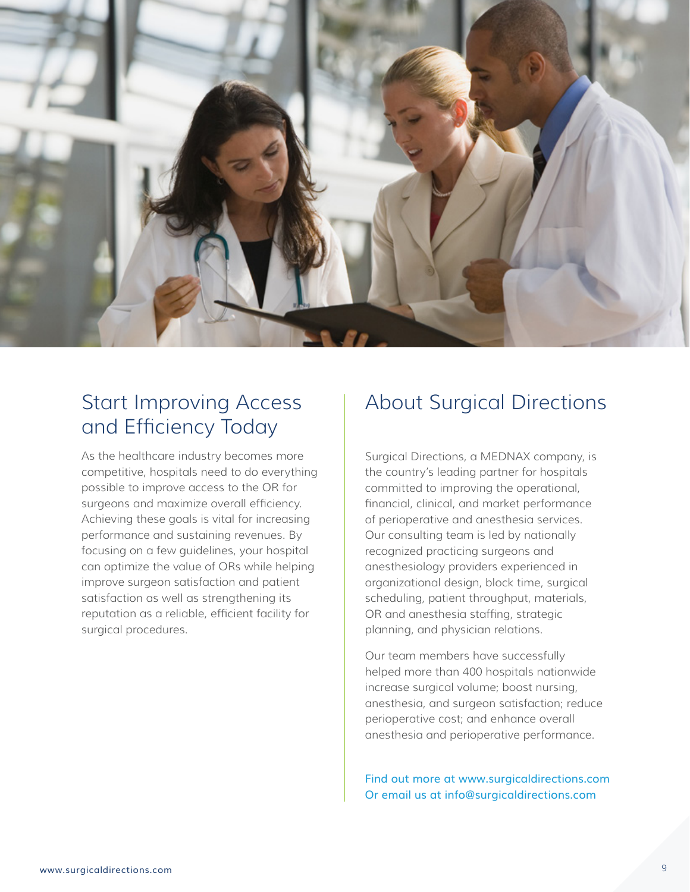## Start Improving Access and Efficiency Today

As the healthcare industry becomes more competitive, hospitals need to do everything possible to improve access to the OR for surgeons and maximize overall efficiency. Achieving these goals is vital for increasing performance and sustaining revenues. By focusing on a few guidelines, your hospital can optimize the value of ORs while helping improve surgeon satisfaction and patient satisfaction as well as strengthening its reputation as a reliable, efficient facility for surgical procedures.

## About Surgical Directions

Surgical Directions, a MEDNAX company, is the country's leading partner for hospitals committed to improving the operational, financial, clinical, and market performance of perioperative and anesthesia services. Our consulting team is led by nationally recognized practicing surgeons and anesthesiology providers experienced in organizational design, block time, surgical scheduling, patient throughput, materials, OR and anesthesia staffing, strategic planning, and physician relations.

Our team members have successfully helped more than 400 hospitals nationwide increase surgical volume; boost nursing, anesthesia, and surgeon satisfaction; reduce perioperative cost; and enhance overall anesthesia and perioperative performance.

Find out more at www.surgicaldirections.com
Or email us at info@surgicaldirections.com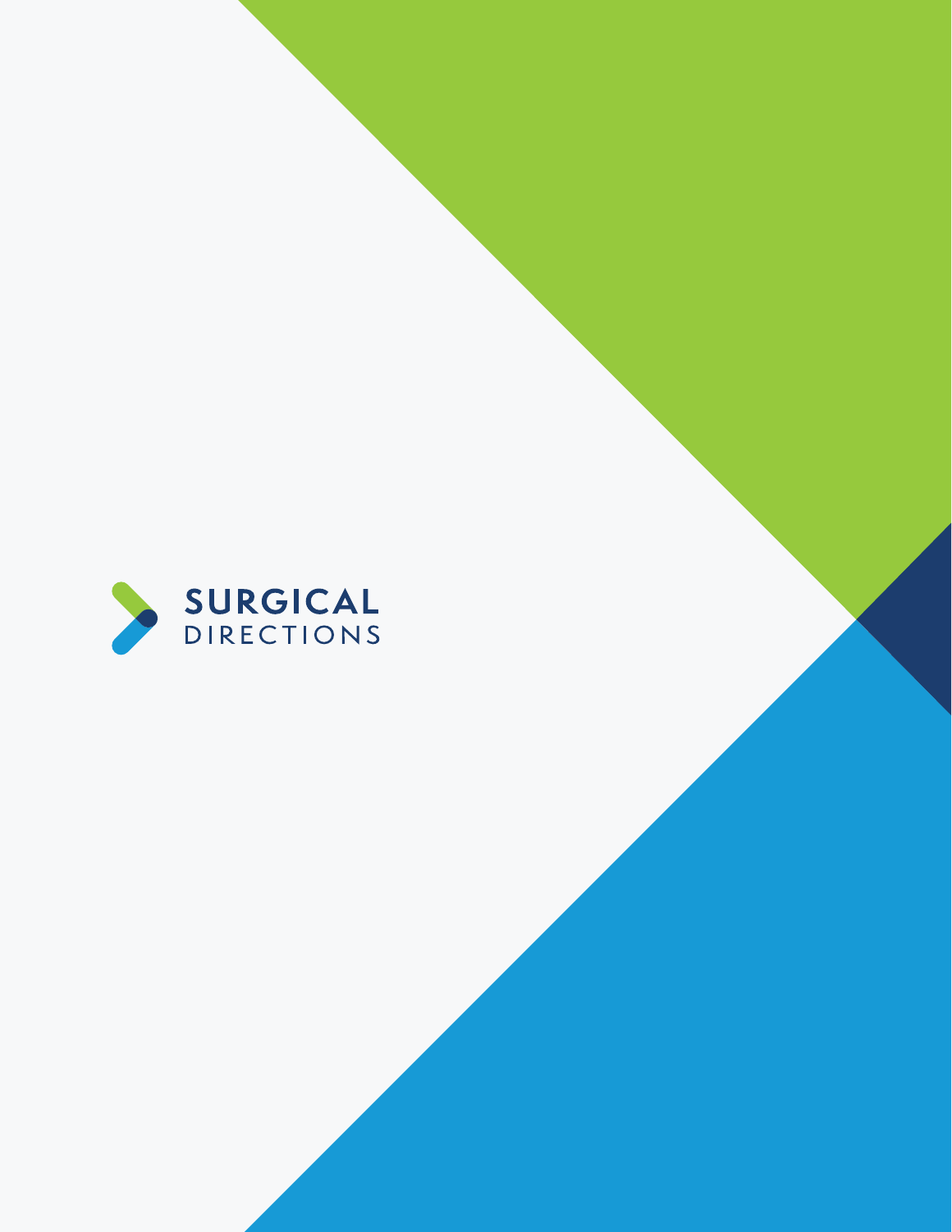SURGICAL
DIRECTIONS